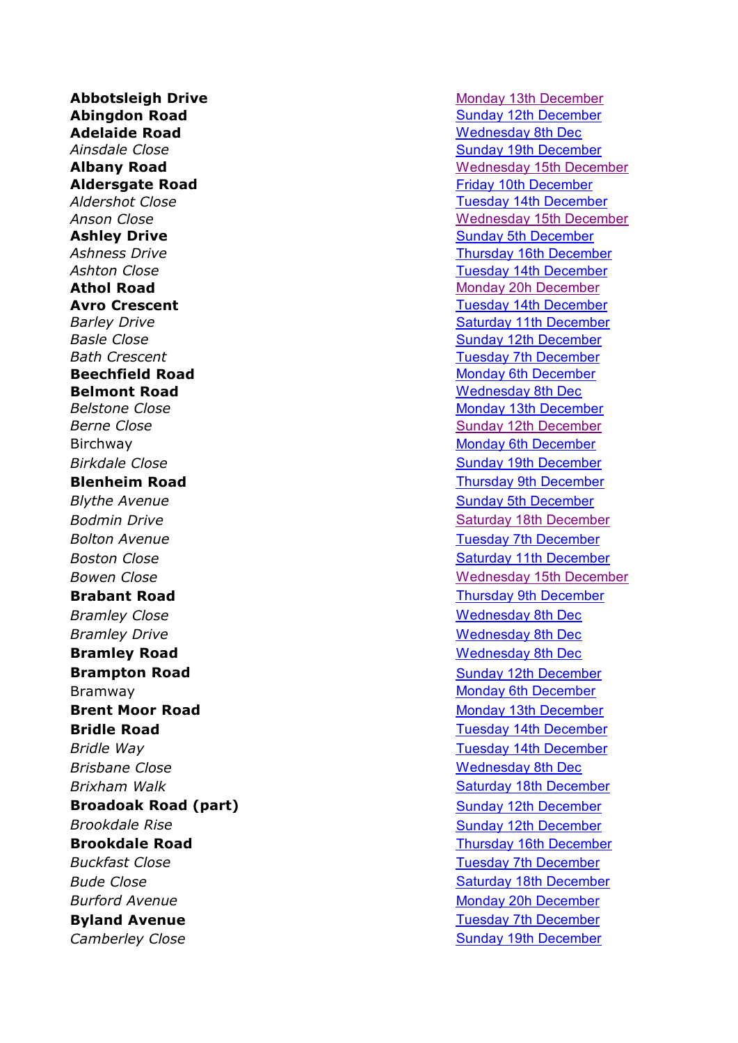| | |
|---|---|
| **Abbotsleigh Drive** | Monday 13th December |
| **Abingdon Road** | Sunday 12th December |
| **Adelaide Road** | Wednesday 8th Dec |
| *Ainsdale Close* | Sunday 19th December |
| **Albany Road** | Wednesday 15th December |
| **Aldersgate Road** | Friday 10th December |
| *Aldershot Close* | Tuesday 14th December |
| *Anson Close* | Wednesday 15th December |
| **Ashley Drive** | Sunday 5th December |
| *Ashness Drive* | Thursday 16th December |
| *Ashton Close* | Tuesday 14th December |
| **Athol Road** | Monday 20th December |
| **Avro Crescent** | Tuesday 14th December |
| *Barley Drive* | Saturday 11th December |
| *Basle Close* | Sunday 12th December |
| *Bath Crescent* | Tuesday 7th December |
| **Beechfield Road** | Monday 6th December |
| **Belmont Road** | Wednesday 8th Dec |
| *Belstone Close* | Monday 13th December |
| *Berne Close* | Sunday 12th December |
| Birchway | Monday 6th December |
| *Birkdale Close* | Sunday 19th December |
| **Blenheim Road** | Thursday 9th December |
| *Blythe Avenue* | Sunday 5th December |
| *Bodmin Drive* | Saturday 18th December |
| *Bolton Avenue* | Tuesday 7th December |
| *Boston Close* | Saturday 11th December |
| *Bowen Close* | Wednesday 15th December |
| **Brabant Road** | Thursday 9th December |
| *Bramley Close* | Wednesday 8th Dec |
| *Bramley Drive* | Wednesday 8th Dec |
| **Bramley Road** | Wednesday 8th Dec |
| **Brampton Road** | Sunday 12th December |
| Bramway | Monday 6th December |
| **Brent Moor Road** | Monday 13th December |
| **Bridle Road** | Tuesday 14th December |
| *Bridle Way* | Tuesday 14th December |
| *Brisbane Close* | Wednesday 8th Dec |
| *Brixham Walk* | Saturday 18th December |
| **Broadoak Road (part)** | Sunday 12th December |
| *Brookdale Rise* | Sunday 12th December |
| **Brookdale Road** | Thursday 16th December |
| *Buckfast Close* | Tuesday 7th December |
| *Bude Close* | Saturday 18th December |
| *Burford Avenue* | Monday 20th December |
| **Byland Avenue** | Tuesday 7th December |
| *Camberley Close* | Sunday 19th December |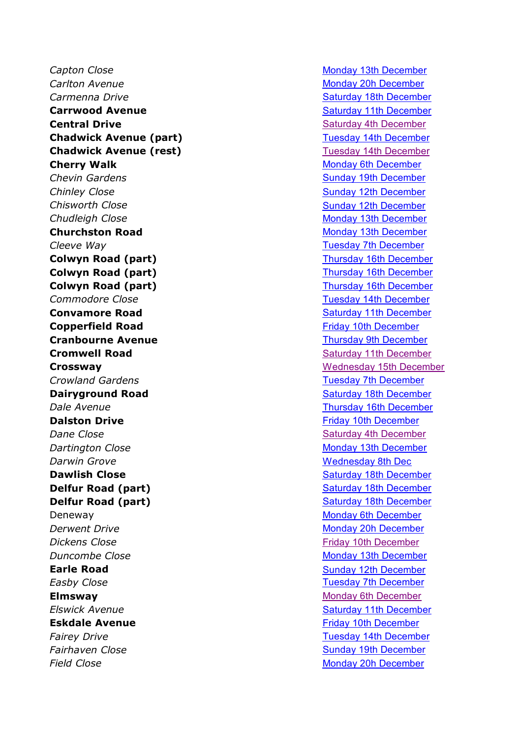| | |
|---|---|
| *Capton Close* | Monday 13th December |
| *Carlton Avenue* | Monday 20h December |
| *Carmenna Drive* | Saturday 18th December |
| **Carrwood Avenue** | Saturday 11th December |
| **Central Drive** | Saturday 4th December |
| **Chadwick Avenue (part)** | Tuesday 14th December |
| **Chadwick Avenue (rest)** | Tuesday 14th December |
| **Cherry Walk** | Monday 6th December |
| *Chevin Gardens* | Sunday 19th December |
| *Chinley Close* | Sunday 12th December |
| *Chisworth Close* | Sunday 12th December |
| *Chudleigh Close* | Monday 13th December |
| **Churchston Road** | Monday 13th December |
| *Cleeve Way* | Tuesday 7th December |
| **Colwyn Road (part)** | Thursday 16th December |
| **Colwyn Road (part)** | Thursday 16th December |
| **Colwyn Road (part)** | Thursday 16th December |
| *Commodore Close* | Tuesday 14th December |
| **Convamore Road** | Saturday 11th December |
| **Copperfield Road** | Friday 10th December |
| **Cranbourne Avenue** | Thursday 9th December |
| **Cromwell Road** | Saturday 11th December |
| **Crossway** | Wednesday 15th December |
| *Crowland Gardens* | Tuesday 7th December |
| **Dairyground Road** | Saturday 18th December |
| *Dale Avenue* | Thursday 16th December |
| **Dalston Drive** | Friday 10th December |
| *Dane Close* | Saturday 4th December |
| *Dartington Close* | Monday 13th December |
| *Darwin Grove* | Wednesday 8th Dec |
| **Dawlish Close** | Saturday 18th December |
| **Delfur Road (part)** | Saturday 18th December |
| **Delfur Road (part)** | Saturday 18th December |
| Deneway | Monday 6th December |
| *Derwent Drive* | Monday 20h December |
| *Dickens Close* | Friday 10th December |
| *Duncombe Close* | Monday 13th December |
| **Earle Road** | Sunday 12th December |
| *Easby Close* | Tuesday 7th December |
| **Elmsway** | Monday 6th December |
| *Elswick Avenue* | Saturday 11th December |
| **Eskdale Avenue** | Friday 10th December |
| *Fairey Drive* | Tuesday 14th December |
| *Fairhaven Close* | Sunday 19th December |
| *Field Close* | Monday 20h December |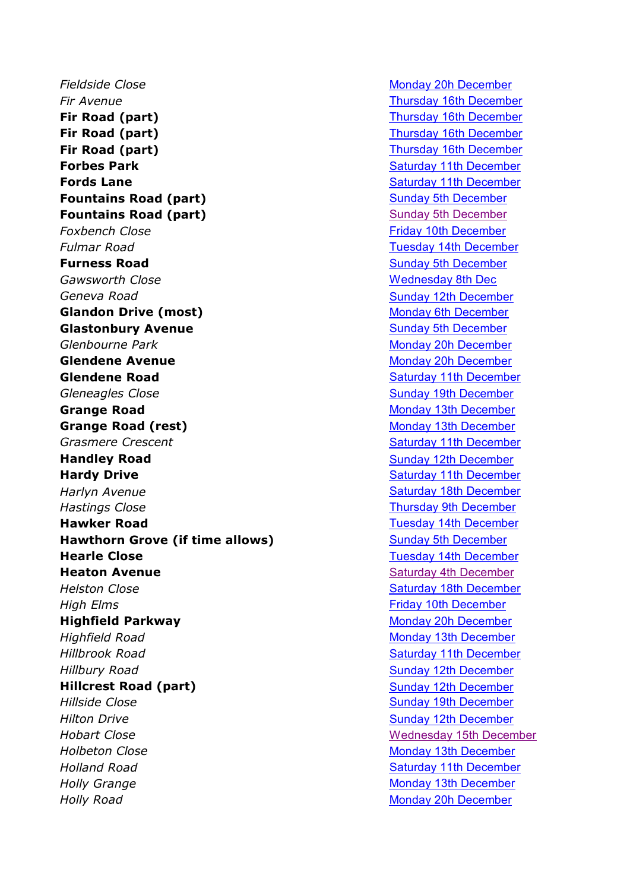| | |
|---|---|
| *Fieldside Close* | Monday 20h December |
| *Fir Avenue* | Thursday 16th December |
| **Fir Road (part)** | Thursday 16th December |
| **Fir Road (part)** | Thursday 16th December |
| **Fir Road (part)** | Thursday 16th December |
| **Forbes Park** | Saturday 11th December |
| **Fords Lane** | Saturday 11th December |
| **Fountains Road (part)** | Sunday 5th December |
| **Fountains Road (part)** | Sunday 5th December |
| *Foxbench Close* | Friday 10th December |
| *Fulmar Road* | Tuesday 14th December |
| **Furness Road** | Sunday 5th December |
| *Gawsworth Close* | Wednesday 8th Dec |
| *Geneva Road* | Sunday 12th December |
| **Glandon Drive (most)** | Monday 6th December |
| **Glastonbury Avenue** | Sunday 5th December |
| *Glenbourne Park* | Monday 20h December |
| **Glendene Avenue** | Monday 20h December |
| **Glendene Road** | Saturday 11th December |
| *Gleneagles Close* | Sunday 19th December |
| **Grange Road** | Monday 13th December |
| **Grange Road (rest)** | Monday 13th December |
| *Grasmere Crescent* | Saturday 11th December |
| **Handley Road** | Sunday 12th December |
| **Hardy Drive** | Saturday 11th December |
| *Harlyn Avenue* | Saturday 18th December |
| *Hastings Close* | Thursday 9th December |
| **Hawker Road** | Tuesday 14th December |
| **Hawthorn Grove (if time allows)** | Sunday 5th December |
| **Hearle Close** | Tuesday 14th December |
| **Heaton Avenue** | Saturday 4th December |
| *Helston Close* | Saturday 18th December |
| *High Elms* | Friday 10th December |
| **Highfield Parkway** | Monday 20h December |
| *Highfield Road* | Monday 13th December |
| *Hillbrook Road* | Saturday 11th December |
| *Hillbury Road* | Sunday 12th December |
| **Hillcrest Road (part)** | Sunday 12th December |
| *Hillside Close* | Sunday 19th December |
| *Hilton Drive* | Sunday 12th December |
| *Hobart Close* | Wednesday 15th December |
| *Holbeton Close* | Monday 13th December |
| *Holland Road* | Saturday 11th December |
| *Holly Grange* | Monday 13th December |
| *Holly Road* | Monday 20h December |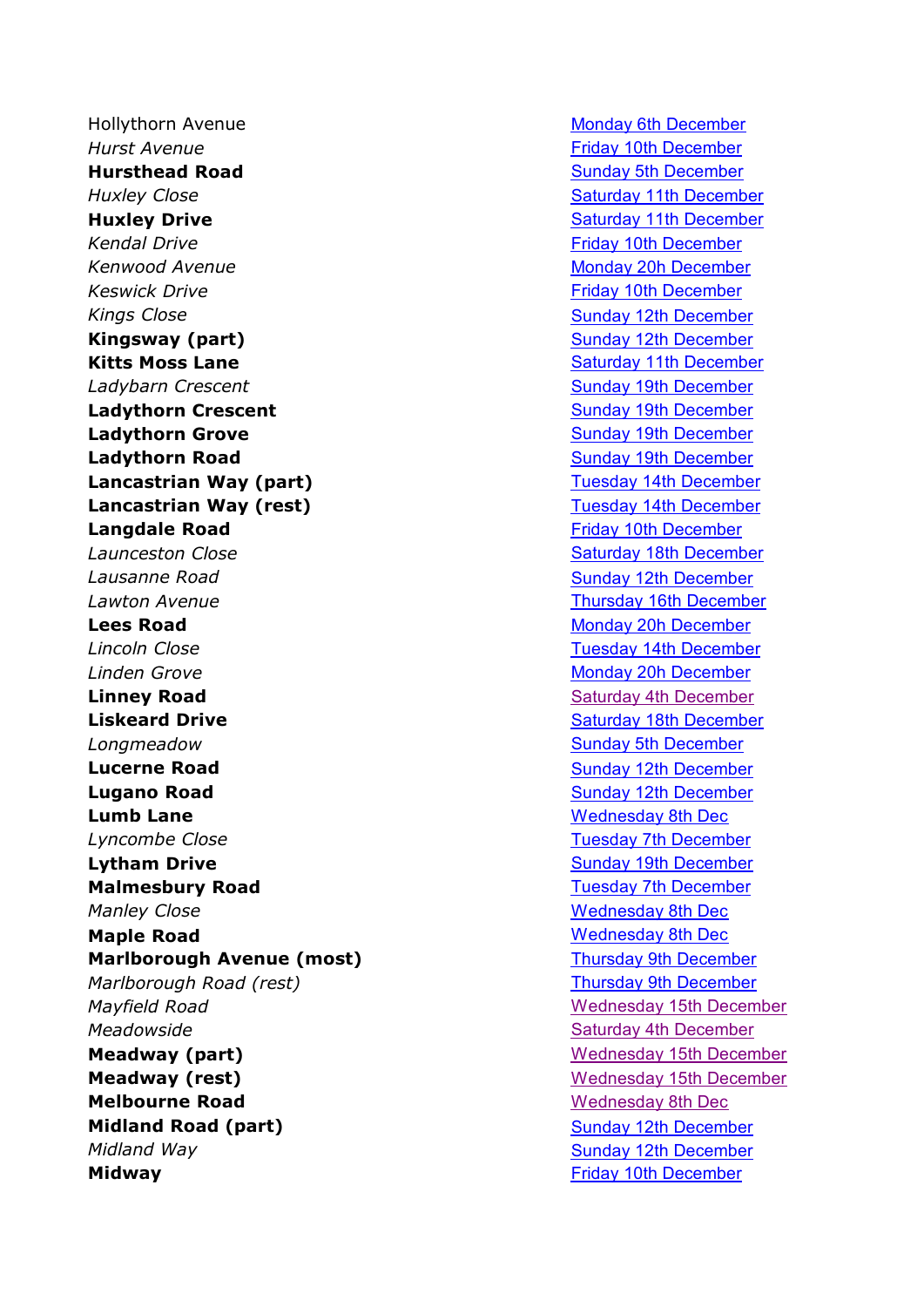| | |
|---|---|
| Hollythorn Avenue | Monday 6th December |
| *Hurst Avenue* | Friday 10th December |
| **Hursthead Road** | Sunday 5th December |
| *Huxley Close* | Saturday 11th December |
| **Huxley Drive** | Saturday 11th December |
| *Kendal Drive* | Friday 10th December |
| *Kenwood Avenue* | Monday 20h December |
| *Keswick Drive* | Friday 10th December |
| *Kings Close* | Sunday 12th December |
| **Kingsway (part)** | Sunday 12th December |
| **Kitts Moss Lane** | Saturday 11th December |
| *Ladybarn Crescent* | Sunday 19th December |
| **Ladythorn Crescent** | Sunday 19th December |
| **Ladythorn Grove** | Sunday 19th December |
| **Ladythorn Road** | Sunday 19th December |
| **Lancastrian Way (part)** | Tuesday 14th December |
| **Lancastrian Way (rest)** | Tuesday 14th December |
| **Langdale Road** | Friday 10th December |
| *Launceston Close* | Saturday 18th December |
| *Lausanne Road* | Sunday 12th December |
| *Lawton Avenue* | Thursday 16th December |
| **Lees Road** | Monday 20h December |
| *Lincoln Close* | Tuesday 14th December |
| *Linden Grove* | Monday 20h December |
| **Linney Road** | Saturday 4th December |
| **Liskeard Drive** | Saturday 18th December |
| *Longmeadow* | Sunday 5th December |
| **Lucerne Road** | Sunday 12th December |
| **Lugano Road** | Sunday 12th December |
| **Lumb Lane** | Wednesday 8th Dec |
| *Lyncombe Close* | Tuesday 7th December |
| **Lytham Drive** | Sunday 19th December |
| **Malmesbury Road** | Tuesday 7th December |
| *Manley Close* | Wednesday 8th Dec |
| **Maple Road** | Wednesday 8th Dec |
| **Marlborough Avenue (most)** | Thursday 9th December |
| *Marlborough Road (rest)* | Thursday 9th December |
| *Mayfield Road* | Wednesday 15th December |
| *Meadowside* | Saturday 4th December |
| **Meadway (part)** | Wednesday 15th December |
| **Meadway (rest)** | Wednesday 15th December |
| **Melbourne Road** | Wednesday 8th Dec |
| **Midland Road (part)** | Sunday 12th December |
| *Midland Way* | Sunday 12th December |
| **Midway** | Friday 10th December |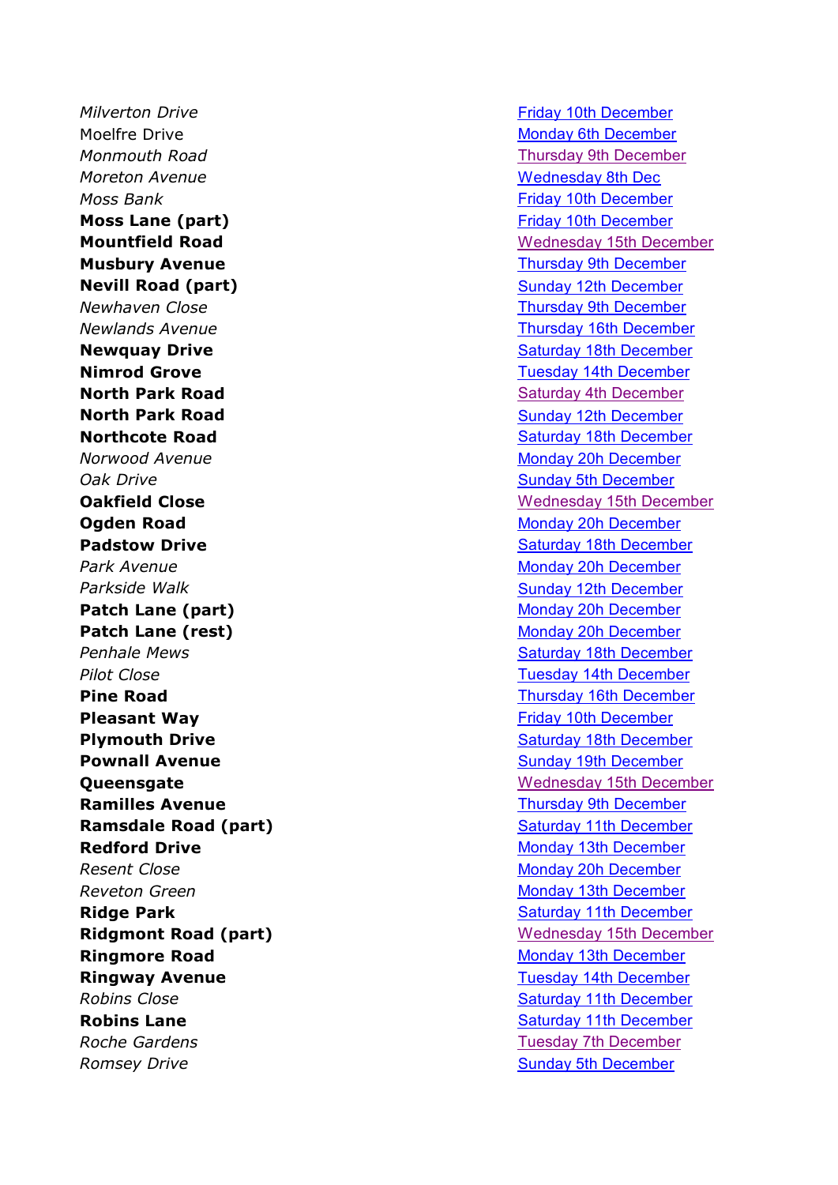| | |
|---|---|
| *Milverton Drive* | Friday 10th December |
| Moelfre Drive | Monday 6th December |
| *Monmouth Road* | Thursday 9th December |
| *Moreton Avenue* | Wednesday 8th Dec |
| *Moss Bank* | Friday 10th December |
| **Moss Lane (part)** | Friday 10th December |
| **Mountfield Road** | Wednesday 15th December |
| **Musbury Avenue** | Thursday 9th December |
| **Nevill Road (part)** | Sunday 12th December |
| *Newhaven Close* | Thursday 9th December |
| *Newlands Avenue* | Thursday 16th December |
| **Newquay Drive** | Saturday 18th December |
| **Nimrod Grove** | Tuesday 14th December |
| **North Park Road** | Saturday 4th December |
| **North Park Road** | Sunday 12th December |
| **Northcote Road** | Saturday 18th December |
| *Norwood Avenue* | Monday 20h December |
| *Oak Drive* | Sunday 5th December |
| **Oakfield Close** | Wednesday 15th December |
| **Ogden Road** | Monday 20h December |
| **Padstow Drive** | Saturday 18th December |
| *Park Avenue* | Monday 20h December |
| *Parkside Walk* | Sunday 12th December |
| **Patch Lane (part)** | Monday 20h December |
| **Patch Lane (rest)** | Monday 20h December |
| *Penhale Mews* | Saturday 18th December |
| *Pilot Close* | Tuesday 14th December |
| **Pine Road** | Thursday 16th December |
| **Pleasant Way** | Friday 10th December |
| **Plymouth Drive** | Saturday 18th December |
| **Pownall Avenue** | Sunday 19th December |
| **Queensgate** | Wednesday 15th December |
| **Ramilles Avenue** | Thursday 9th December |
| **Ramsdale Road (part)** | Saturday 11th December |
| **Redford Drive** | Monday 13th December |
| *Resent Close* | Monday 20h December |
| *Reveton Green* | Monday 13th December |
| **Ridge Park** | Saturday 11th December |
| **Ridgmont Road (part)** | Wednesday 15th December |
| **Ringmore Road** | Monday 13th December |
| **Ringway Avenue** | Tuesday 14th December |
| *Robins Close* | Saturday 11th December |
| **Robins Lane** | Saturday 11th December |
| *Roche Gardens* | Tuesday 7th December |
| *Romsey Drive* | Sunday 5th December |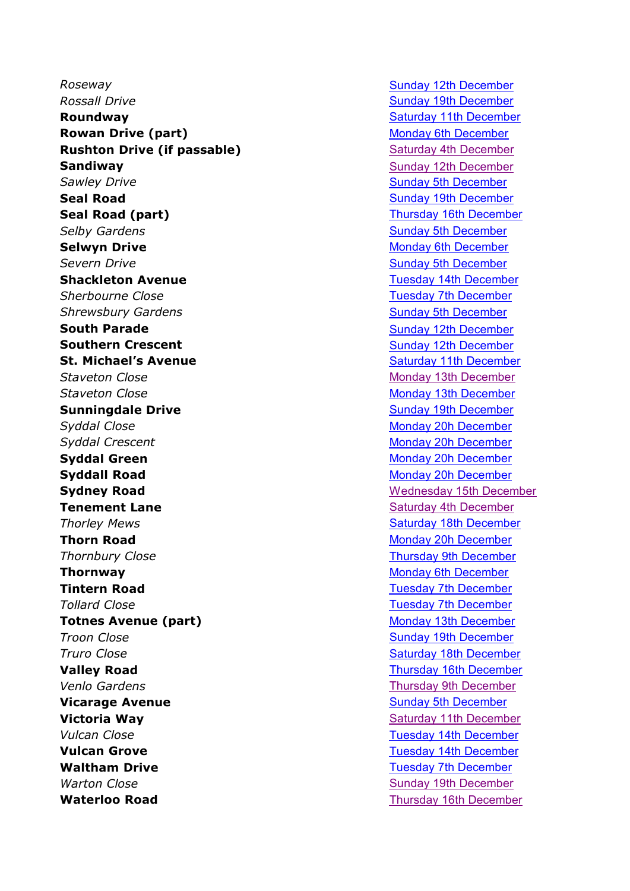| | |
|---|---|
| *Roseway* | Sunday 12th December |
| *Rossall Drive* | Sunday 19th December |
| **Roundway** | Saturday 11th December |
| **Rowan Drive (part)** | Monday 6th December |
| **Rushton Drive (if passable)** | Saturday 4th December |
| **Sandiway** | Sunday 12th December |
| *Sawley Drive* | Sunday 5th December |
| **Seal Road** | Sunday 19th December |
| **Seal Road (part)** | Thursday 16th December |
| *Selby Gardens* | Sunday 5th December |
| **Selwyn Drive** | Monday 6th December |
| *Severn Drive* | Sunday 5th December |
| **Shackleton Avenue** | Tuesday 14th December |
| *Sherbourne Close* | Tuesday 7th December |
| *Shrewsbury Gardens* | Sunday 5th December |
| **South Parade** | Sunday 12th December |
| **Southern Crescent** | Sunday 12th December |
| **St. Michael's Avenue** | Saturday 11th December |
| *Staveton Close* | Monday 13th December |
| *Staveton Close* | Monday 13th December |
| **Sunningdale Drive** | Sunday 19th December |
| *Syddal Close* | Monday 20h December |
| *Syddal Crescent* | Monday 20h December |
| **Syddal Green** | Monday 20h December |
| **Syddall Road** | Monday 20h December |
| **Sydney Road** | Wednesday 15th December |
| **Tenement Lane** | Saturday 4th December |
| *Thorley Mews* | Saturday 18th December |
| **Thorn Road** | Monday 20h December |
| *Thornbury Close* | Thursday 9th December |
| **Thornway** | Monday 6th December |
| **Tintern Road** | Tuesday 7th December |
| *Tollard Close* | Tuesday 7th December |
| **Totnes Avenue (part)** | Monday 13th December |
| *Troon Close* | Sunday 19th December |
| *Truro Close* | Saturday 18th December |
| **Valley Road** | Thursday 16th December |
| *Venlo Gardens* | Thursday 9th December |
| **Vicarage Avenue** | Sunday 5th December |
| **Victoria Way** | Saturday 11th December |
| *Vulcan Close* | Tuesday 14th December |
| **Vulcan Grove** | Tuesday 14th December |
| **Waltham Drive** | Tuesday 7th December |
| *Warton Close* | Sunday 19th December |
| **Waterloo Road** | Thursday 16th December |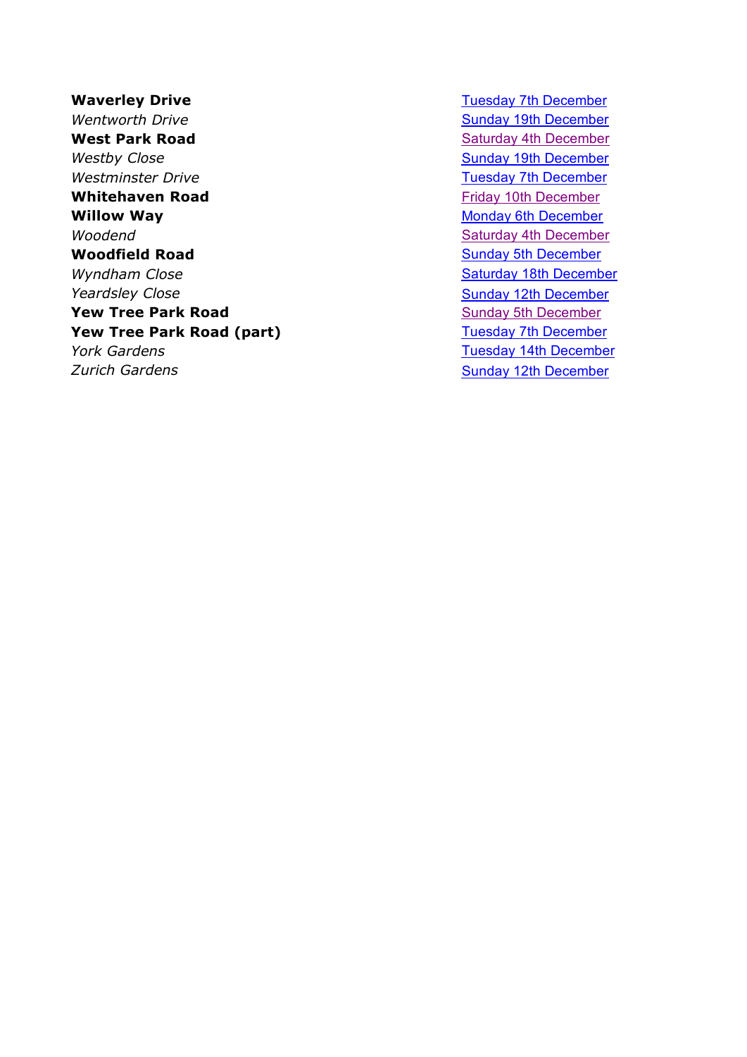| | |
|---|---|
| **Waverley Drive** | Tuesday 7th December |
| *Wentworth Drive* | Sunday 19th December |
| **West Park Road** | Saturday 4th December |
| *Westby Close* | Sunday 19th December |
| *Westminster Drive* | Tuesday 7th December |
| **Whitehaven Road** | Friday 10th December |
| **Willow Way** | Monday 6th December |
| *Woodend* | Saturday 4th December |
| **Woodfield Road** | Sunday 5th December |
| *Wyndham Close* | Saturday 18th December |
| *Yeardsley Close* | Sunday 12th December |
| **Yew Tree Park Road** | Sunday 5th December |
| **Yew Tree Park Road (part)** | Tuesday 7th December |
| *York Gardens* | Tuesday 14th December |
| *Zurich Gardens* | Sunday 12th December |